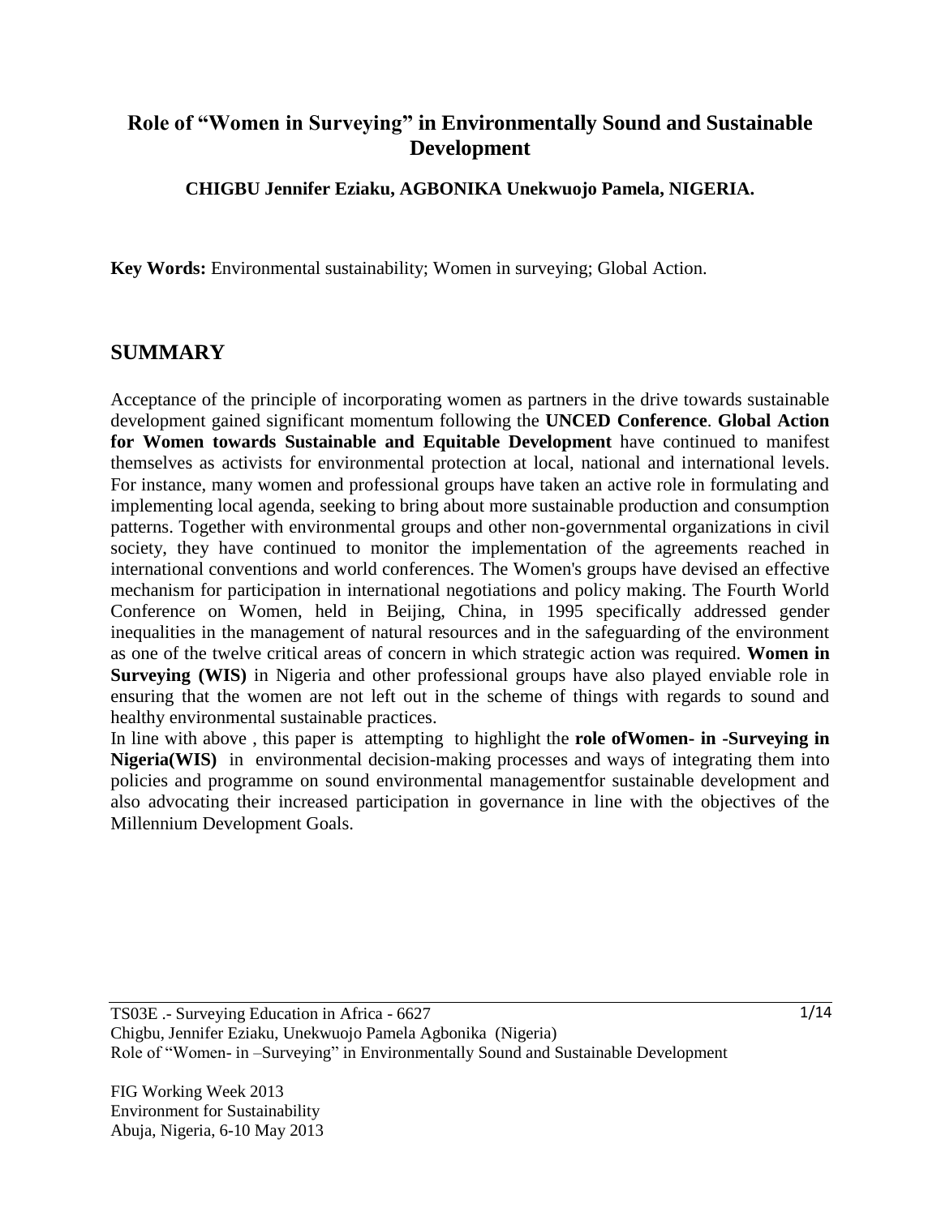# Role of "Women in Surveying" in Environmentally Sound and Sustainable Development

**CHIGBU Jennifer Eziaku, AGBONIKA Unekwuojo Pamela, NIGERIA.**

**Key Words:** Environmental sustainability; Women in surveying; Global Action.

## SUMMARY

Acceptance of the principle of incorporating women as partners in the drive towards sustainable development gained significant momentum following the **UNCED Conference**. **Global Action for Women towards Sustainable and Equitable Development** have continued to manifest themselves as activists for environmental protection at local, national and international levels. For instance, many women and professional groups have taken an active role in formulating and implementing local agenda, seeking to bring about more sustainable production and consumption patterns. Together with environmental groups and other non-governmental organizations in civil society, they have continued to monitor the implementation of the agreements reached in international conventions and world conferences. The Women's groups have devised an effective mechanism for participation in international negotiations and policy making. The Fourth World Conference on Women, held in Beijing, China, in 1995 specifically addressed gender inequalities in the management of natural resources and in the safeguarding of the environment as one of the twelve critical areas of concern in which strategic action was required. **Women in Surveying (WIS)** in Nigeria and other professional groups have also played enviable role in ensuring that the women are not left out in the scheme of things with regards to sound and healthy environmental sustainable practices.

In line with above , this paper is attempting to highlight the **role ofWomen- in -Surveying in Nigeria(WIS)** in environmental decision-making processes and ways of integrating them into policies and programme on sound environmental managementfor sustainable development and also advocating their increased participation in governance in line with the objectives of the Millennium Development Goals.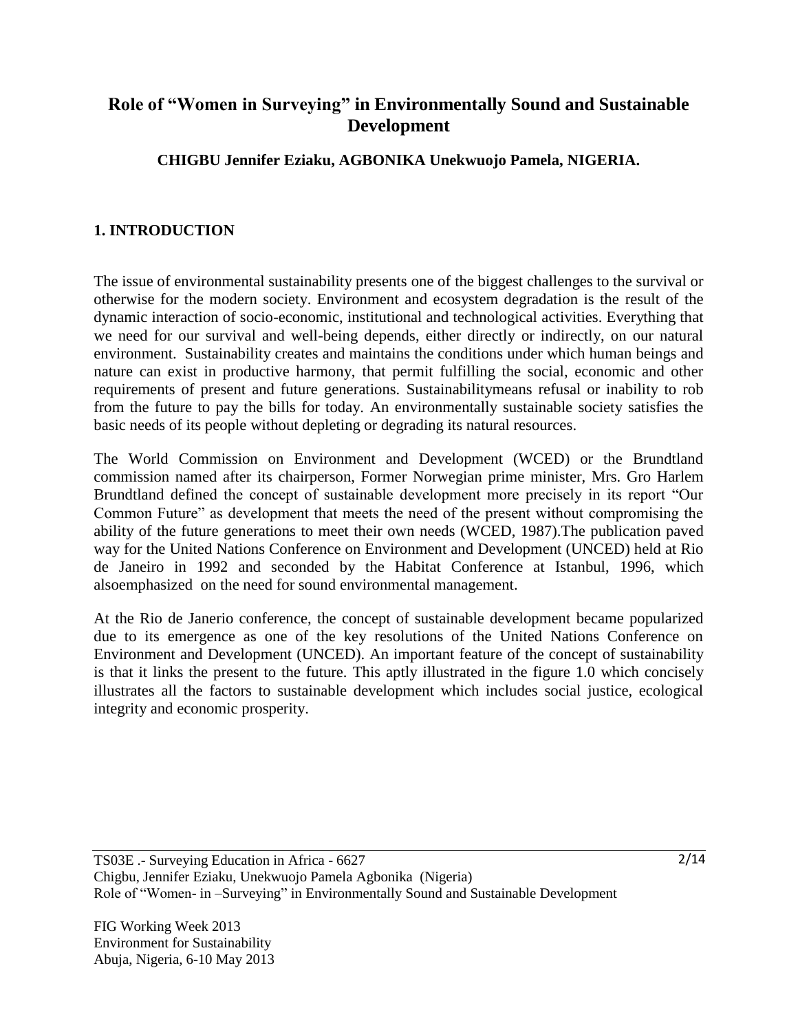# Role of "Women in Surveying" in Environmentally Sound and Sustainable Development

**CHIGBU Jennifer Eziaku, AGBONIKA Unekwuojo Pamela, NIGERIA.**

## 1. INTRODUCTION

The issue of environmental sustainability presents one of the biggest challenges to the survival or otherwise for the modern society. Environment and ecosystem degradation is the result of the dynamic interaction of socio-economic, institutional and technological activities. Everything that we need for our survival and well-being depends, either directly or indirectly, on our natural environment. Sustainability creates and maintains the conditions under which human beings and nature can exist in productive harmony, that permit fulfilling the social, economic and other requirements of present and future generations. Sustainabilitymeans refusal or inability to rob from the future to pay the bills for today. An environmentally sustainable society satisfies the basic needs of its people without depleting or degrading its natural resources.

The World Commission on Environment and Development (WCED) or the Brundtland commission named after its chairperson, Former Norwegian prime minister, Mrs. Gro Harlem Brundtland defined the concept of sustainable development more precisely in its report "Our Common Future" as development that meets the need of the present without compromising the ability of the future generations to meet their own needs (WCED, 1987).The publication paved way for the United Nations Conference on Environment and Development (UNCED) held at Rio de Janeiro in 1992 and seconded by the Habitat Conference at Istanbul, 1996, which alsoemphasized on the need for sound environmental management.

At the Rio de Janerio conference, the concept of sustainable development became popularized due to its emergence as one of the key resolutions of the United Nations Conference on Environment and Development (UNCED). An important feature of the concept of sustainability is that it links the present to the future. This aptly illustrated in the figure 1.0 which concisely illustrates all the factors to sustainable development which includes social justice, ecological integrity and economic prosperity.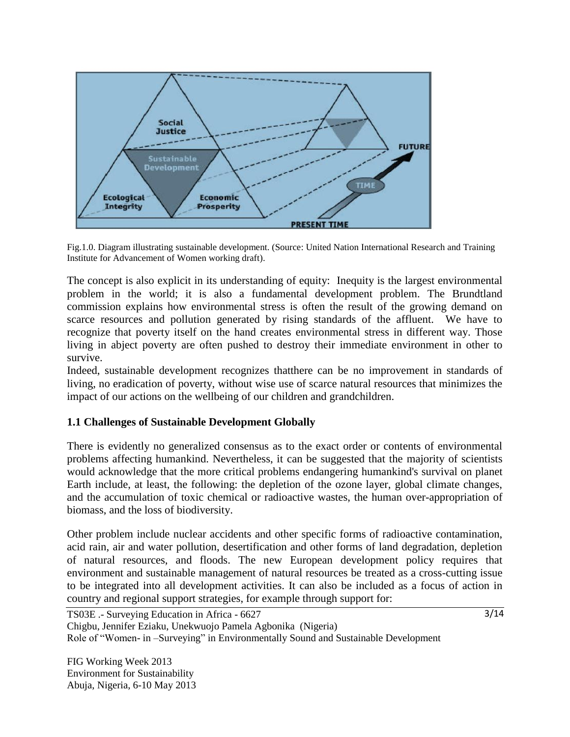Fig.1.0. Diagram illustrating sustainable development. (Source: United Nation International Research and Training Institute for Advancement of Women working draft).

The concept is also explicit in its understanding of equity: Inequity is the largest environmental problem in the world; it is also a fundamental development problem. The Brundtland commission explains how environmental stress is often the result of the growing demand on scarce resources and pollution generated by rising standards of the affluent. We have to recognize that poverty itself on the hand creates environmental stress in different way. Those living in abject poverty are often pushed to destroy their immediate environment in other to survive.

Indeed, sustainable development recognizes thatthere can be no improvement in standards of living, no eradication of poverty, without wise use of scarce natural resources that minimizes the impact of our actions on the wellbeing of our children and grandchildren.

### 1.1 Challenges of Sustainable Development Globally

There is evidently no generalized consensus as to the exact order or contents of environmental problems affecting humankind. Nevertheless, it can be suggested that the majority of scientists would acknowledge that the more critical problems endangering humankind's survival on planet Earth include, at least, the following: the depletion of the ozone layer, global climate changes, and the accumulation of toxic chemical or radioactive wastes, the human over-appropriation of biomass, and the loss of biodiversity.

Other problem include nuclear accidents and other specific forms of radioactive contamination, acid rain, air and water pollution, desertification and other forms of land degradation, depletion of natural resources, and floods. The new European development policy requires that environment and sustainable management of natural resources be treated as a cross-cutting issue to be integrated into all development activities. It can also be included as a focus of action in country and regional support strategies, for example through support for: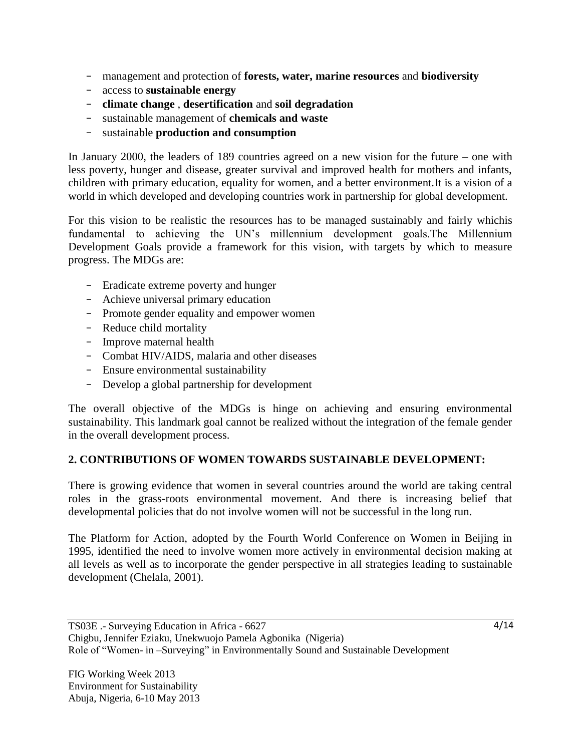- management and protection of **forests, water, marine resources** and **biodiversity**
- access to **sustainable energy**
- **climate change** , **desertification** and **soil degradation**
- sustainable management of **chemicals and waste**
- sustainable **production and consumption**

In January 2000, the leaders of 189 countries agreed on a new vision for the future – one with less poverty, hunger and disease, greater survival and improved health for mothers and infants, children with primary education, equality for women, and a better environment.It is a vision of a world in which developed and developing countries work in partnership for global development.

For this vision to be realistic the resources has to be managed sustainably and fairly whichis fundamental to achieving the UN's millennium development goals.The Millennium Development Goals provide a framework for this vision, with targets by which to measure progress. The MDGs are:

- Eradicate extreme poverty and hunger
- Achieve universal primary education
- Promote gender equality and empower women
- Reduce child mortality
- Improve maternal health
- Combat HIV/AIDS, malaria and other diseases
- Ensure environmental sustainability
- Develop a global partnership for development

The overall objective of the MDGs is hinge on achieving and ensuring environmental sustainability. This landmark goal cannot be realized without the integration of the female gender in the overall development process.

## 2. CONTRIBUTIONS OF WOMEN TOWARDS SUSTAINABLE DEVELOPMENT:

There is growing evidence that women in several countries around the world are taking central roles in the grass-roots environmental movement. And there is increasing belief that developmental policies that do not involve women will not be successful in the long run.

The Platform for Action, adopted by the Fourth World Conference on Women in Beijing in 1995, identified the need to involve women more actively in environmental decision making at all levels as well as to incorporate the gender perspective in all strategies leading to sustainable development (Chelala, 2001).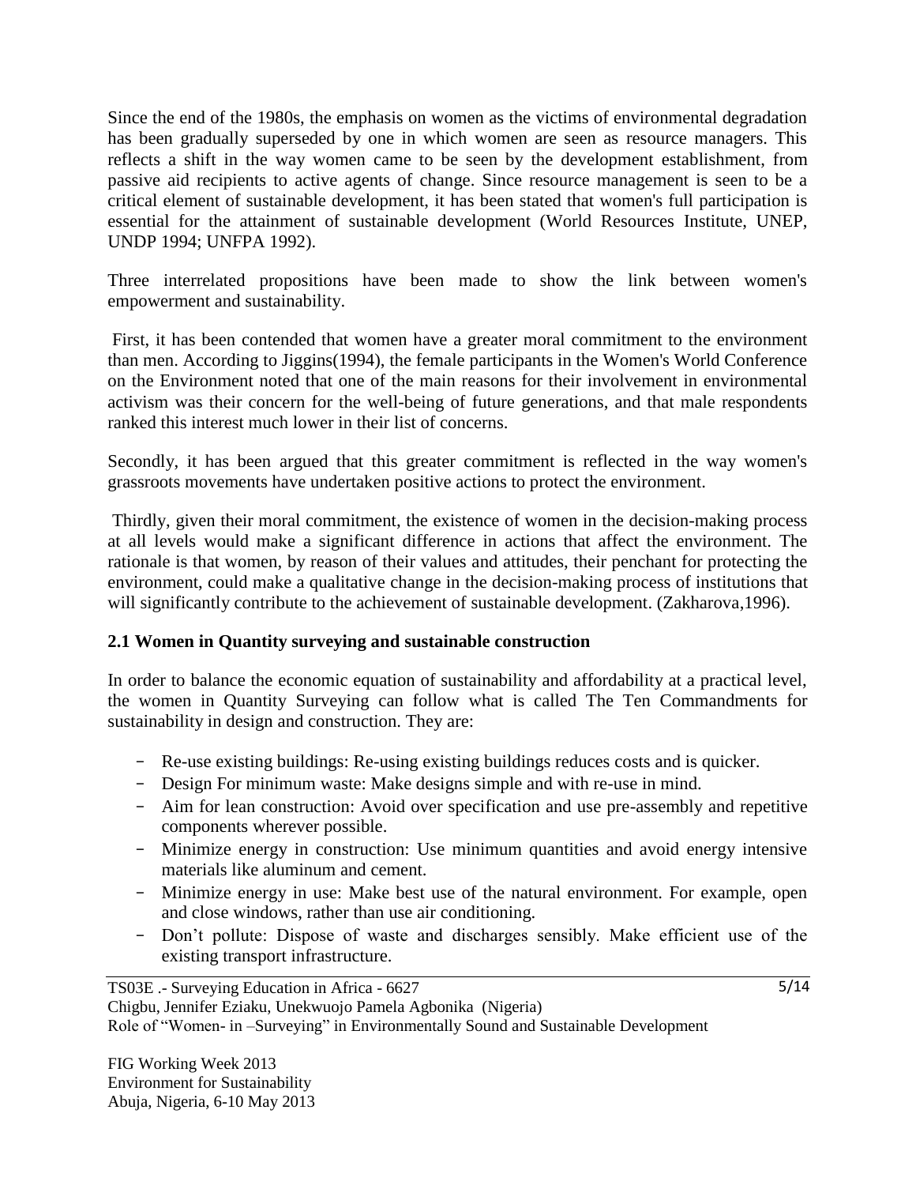Since the end of the 1980s, the emphasis on women as the victims of environmental degradation has been gradually superseded by one in which women are seen as resource managers. This reflects a shift in the way women came to be seen by the development establishment, from passive aid recipients to active agents of change. Since resource management is seen to be a critical element of sustainable development, it has been stated that women's full participation is essential for the attainment of sustainable development (World Resources Institute, UNEP, UNDP 1994; UNFPA 1992).

Three interrelated propositions have been made to show the link between women's empowerment and sustainability.

First, it has been contended that women have a greater moral commitment to the environment than men. According to Jiggins(1994), the female participants in the Women's World Conference on the Environment noted that one of the main reasons for their involvement in environmental activism was their concern for the well-being of future generations, and that male respondents ranked this interest much lower in their list of concerns.

Secondly, it has been argued that this greater commitment is reflected in the way women's grassroots movements have undertaken positive actions to protect the environment.

Thirdly, given their moral commitment, the existence of women in the decision-making process at all levels would make a significant difference in actions that affect the environment. The rationale is that women, by reason of their values and attitudes, their penchant for protecting the environment, could make a qualitative change in the decision-making process of institutions that will significantly contribute to the achievement of sustainable development. (Zakharova,1996).

## 2.1 Women in Quantity surveying and sustainable construction

In order to balance the economic equation of sustainability and affordability at a practical level, the women in Quantity Surveying can follow what is called The Ten Commandments for sustainability in design and construction. They are:

- Re-use existing buildings: Re-using existing buildings reduces costs and is quicker.
- Design For minimum waste: Make designs simple and with re-use in mind.
- Aim for lean construction: Avoid over specification and use pre-assembly and repetitive components wherever possible.
- Minimize energy in construction: Use minimum quantities and avoid energy intensive materials like aluminum and cement.
- Minimize energy in use: Make best use of the natural environment. For example, open and close windows, rather than use air conditioning.
- Don't pollute: Dispose of waste and discharges sensibly. Make efficient use of the existing transport infrastructure.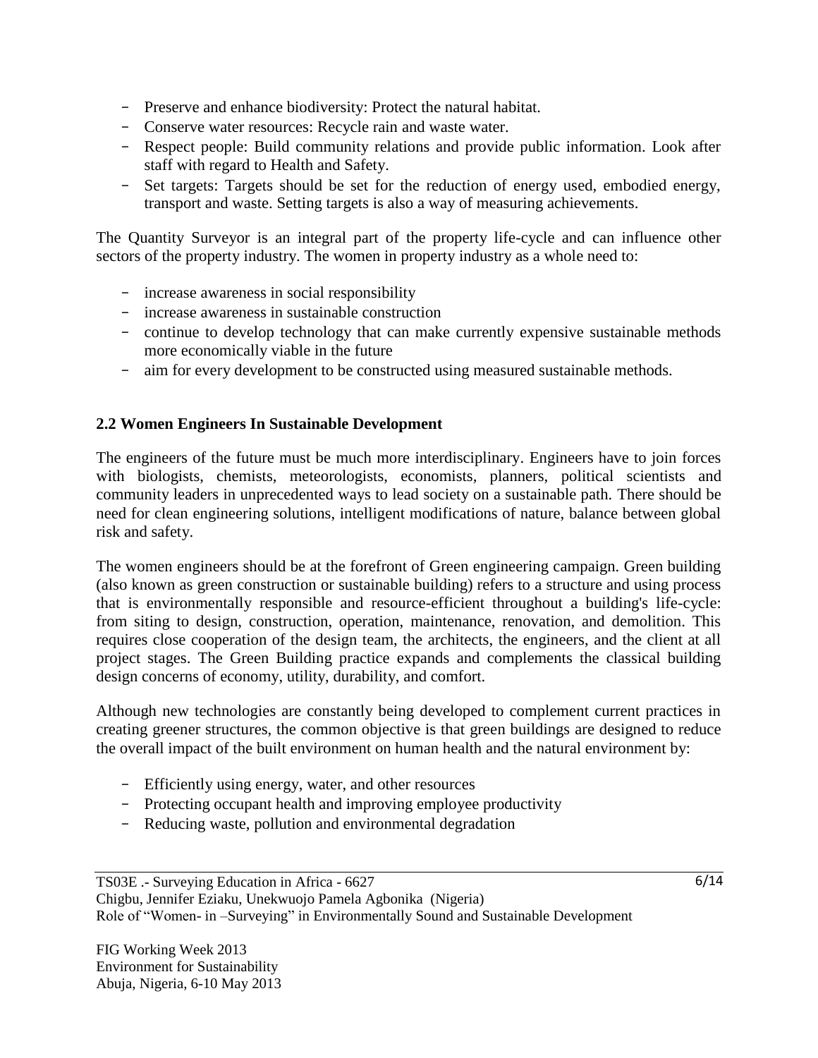- Preserve and enhance biodiversity: Protect the natural habitat.
- Conserve water resources: Recycle rain and waste water.
- Respect people: Build community relations and provide public information. Look after staff with regard to Health and Safety.
- Set targets: Targets should be set for the reduction of energy used, embodied energy, transport and waste. Setting targets is also a way of measuring achievements.

The Quantity Surveyor is an integral part of the property life-cycle and can influence other sectors of the property industry. The women in property industry as a whole need to:

- increase awareness in social responsibility
- increase awareness in sustainable construction
- continue to develop technology that can make currently expensive sustainable methods more economically viable in the future
- aim for every development to be constructed using measured sustainable methods.

### 2.2 Women Engineers In Sustainable Development

The engineers of the future must be much more interdisciplinary. Engineers have to join forces with biologists, chemists, meteorologists, economists, planners, political scientists and community leaders in unprecedented ways to lead society on a sustainable path. There should be need for clean engineering solutions, intelligent modifications of nature, balance between global risk and safety.

The women engineers should be at the forefront of Green engineering campaign. Green building (also known as green construction or sustainable building) refers to a structure and using process that is environmentally responsible and resource-efficient throughout a building's life-cycle: from siting to design, construction, operation, maintenance, renovation, and demolition. This requires close cooperation of the design team, the architects, the engineers, and the client at all project stages. The Green Building practice expands and complements the classical building design concerns of economy, utility, durability, and comfort.

Although new technologies are constantly being developed to complement current practices in creating greener structures, the common objective is that green buildings are designed to reduce the overall impact of the built environment on human health and the natural environment by:

- Efficiently using energy, water, and other resources
- Protecting occupant health and improving employee productivity
- Reducing waste, pollution and environmental degradation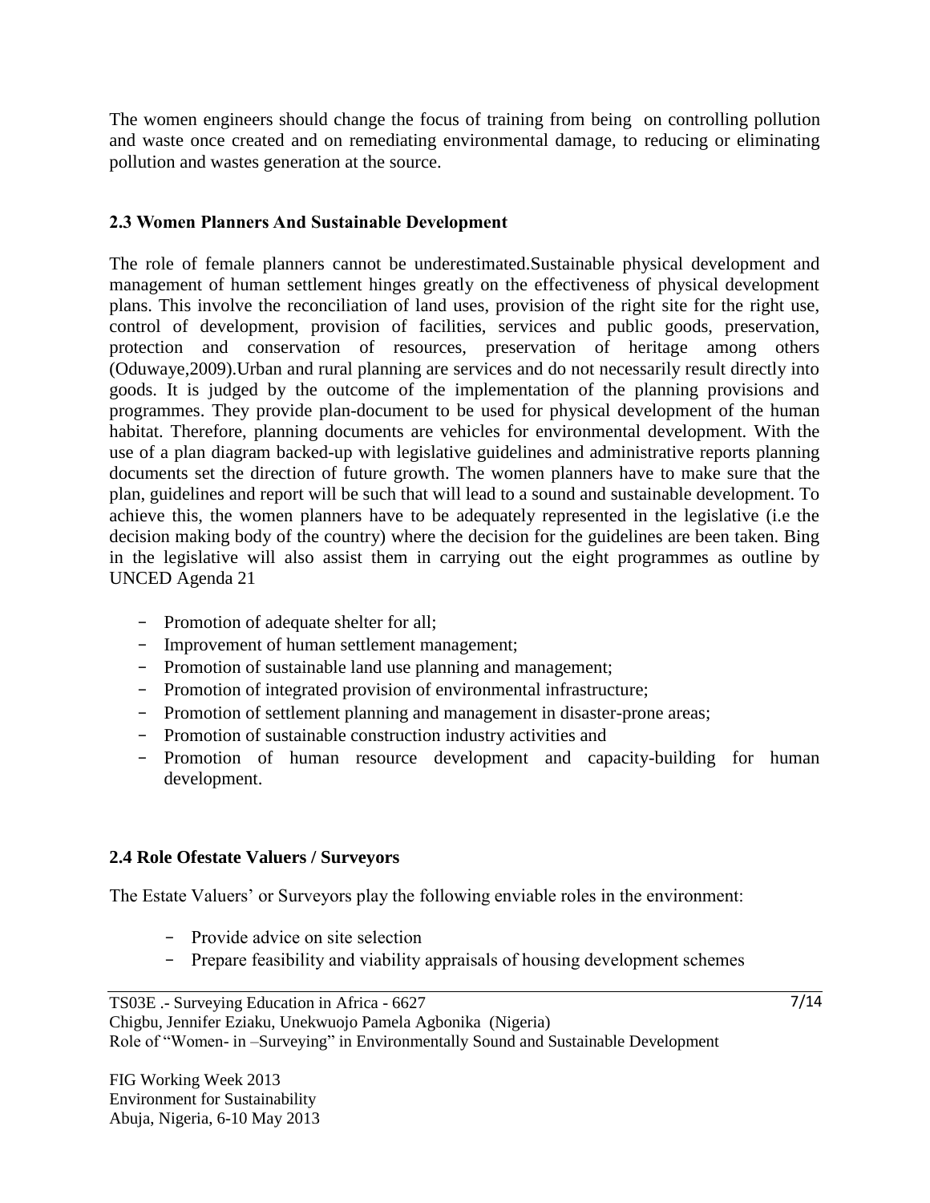The women engineers should change the focus of training from being on controlling pollution and waste once created and on remediating environmental damage, to reducing or eliminating pollution and wastes generation at the source.

### 2.3 Women Planners And Sustainable Development

The role of female planners cannot be underestimated.Sustainable physical development and management of human settlement hinges greatly on the effectiveness of physical development plans. This involve the reconciliation of land uses, provision of the right site for the right use, control of development, provision of facilities, services and public goods, preservation, protection and conservation of resources, preservation of heritage among others (Oduwaye,2009).Urban and rural planning are services and do not necessarily result directly into goods. It is judged by the outcome of the implementation of the planning provisions and programmes. They provide plan-document to be used for physical development of the human habitat. Therefore, planning documents are vehicles for environmental development. With the use of a plan diagram backed-up with legislative guidelines and administrative reports planning documents set the direction of future growth. The women planners have to make sure that the plan, guidelines and report will be such that will lead to a sound and sustainable development. To achieve this, the women planners have to be adequately represented in the legislative (i.e the decision making body of the country) where the decision for the guidelines are been taken. Bing in the legislative will also assist them in carrying out the eight programmes as outline by UNCED Agenda 21

- Promotion of adequate shelter for all;
- Improvement of human settlement management;
- Promotion of sustainable land use planning and management;
- Promotion of integrated provision of environmental infrastructure;
- Promotion of settlement planning and management in disaster-prone areas;
- Promotion of sustainable construction industry activities and
- Promotion of human resource development and capacity-building for human development.

### 2.4 Role Ofestate Valuers / Surveyors

The Estate Valuers' or Surveyors play the following enviable roles in the environment:

- Provide advice on site selection
- Prepare feasibility and viability appraisals of housing development schemes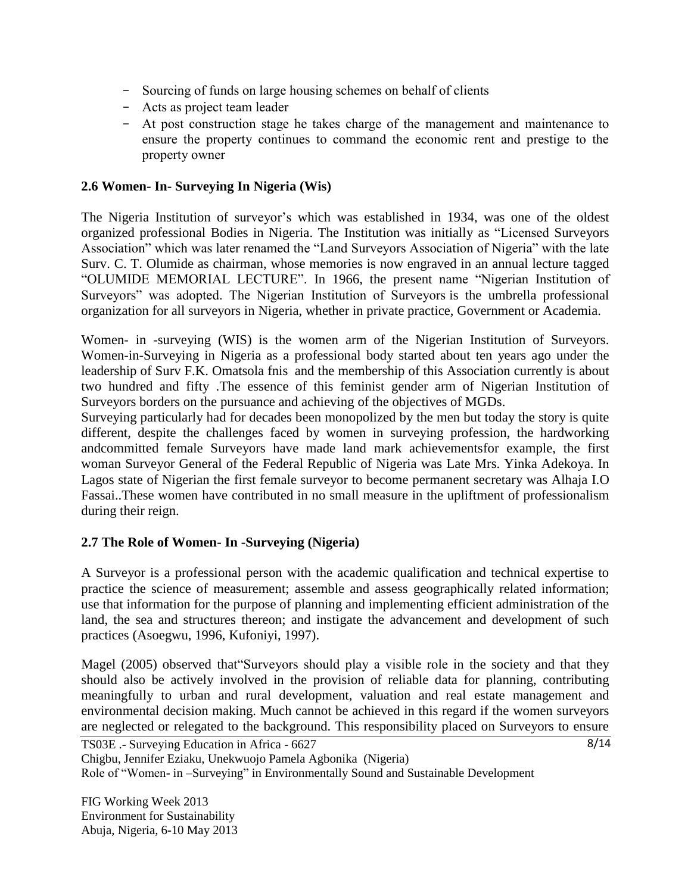- Sourcing of funds on large housing schemes on behalf of clients
- Acts as project team leader
- At post construction stage he takes charge of the management and maintenance to ensure the property continues to command the economic rent and prestige to the property owner

### 2.6 Women- In- Surveying In Nigeria (Wis)

The Nigeria Institution of surveyor's which was established in 1934, was one of the oldest organized professional Bodies in Nigeria. The Institution was initially as "Licensed Surveyors Association" which was later renamed the "Land Surveyors Association of Nigeria" with the late Surv. C. T. Olumide as chairman, whose memories is now engraved in an annual lecture tagged "OLUMIDE MEMORIAL LECTURE". In 1966, the present name "Nigerian Institution of Surveyors" was adopted. The Nigerian Institution of Surveyors is the umbrella professional organization for all surveyors in Nigeria, whether in private practice, Government or Academia.

Women- in -surveying (WIS) is the women arm of the Nigerian Institution of Surveyors. Women-in-Surveying in Nigeria as a professional body started about ten years ago under the leadership of Surv F.K. Omatsola fnis and the membership of this Association currently is about two hundred and fifty .The essence of this feminist gender arm of Nigerian Institution of Surveyors borders on the pursuance and achieving of the objectives of MGDs.
Surveying particularly had for decades been monopolized by the men but today the story is quite different, despite the challenges faced by women in surveying profession, the hardworking andcommitted female Surveyors have made land mark achievementsfor example, the first woman Surveyor General of the Federal Republic of Nigeria was Late Mrs. Yinka Adekoya. In Lagos state of Nigerian the first female surveyor to become permanent secretary was Alhaja I.O Fassai..These women have contributed in no small measure in the upliftment of professionalism during their reign.

### 2.7 The Role of Women- In -Surveying (Nigeria)

A Surveyor is a professional person with the academic qualification and technical expertise to practice the science of measurement; assemble and assess geographically related information; use that information for the purpose of planning and implementing efficient administration of the land, the sea and structures thereon; and instigate the advancement and development of such practices (Asoegwu, 1996, Kufoniyi, 1997).

Magel (2005) observed that"Surveyors should play a visible role in the society and that they should also be actively involved in the provision of reliable data for planning, contributing meaningfully to urban and rural development, valuation and real estate management and environmental decision making. Much cannot be achieved in this regard if the women surveyors are neglected or relegated to the background. This responsibility placed on Surveyors to ensure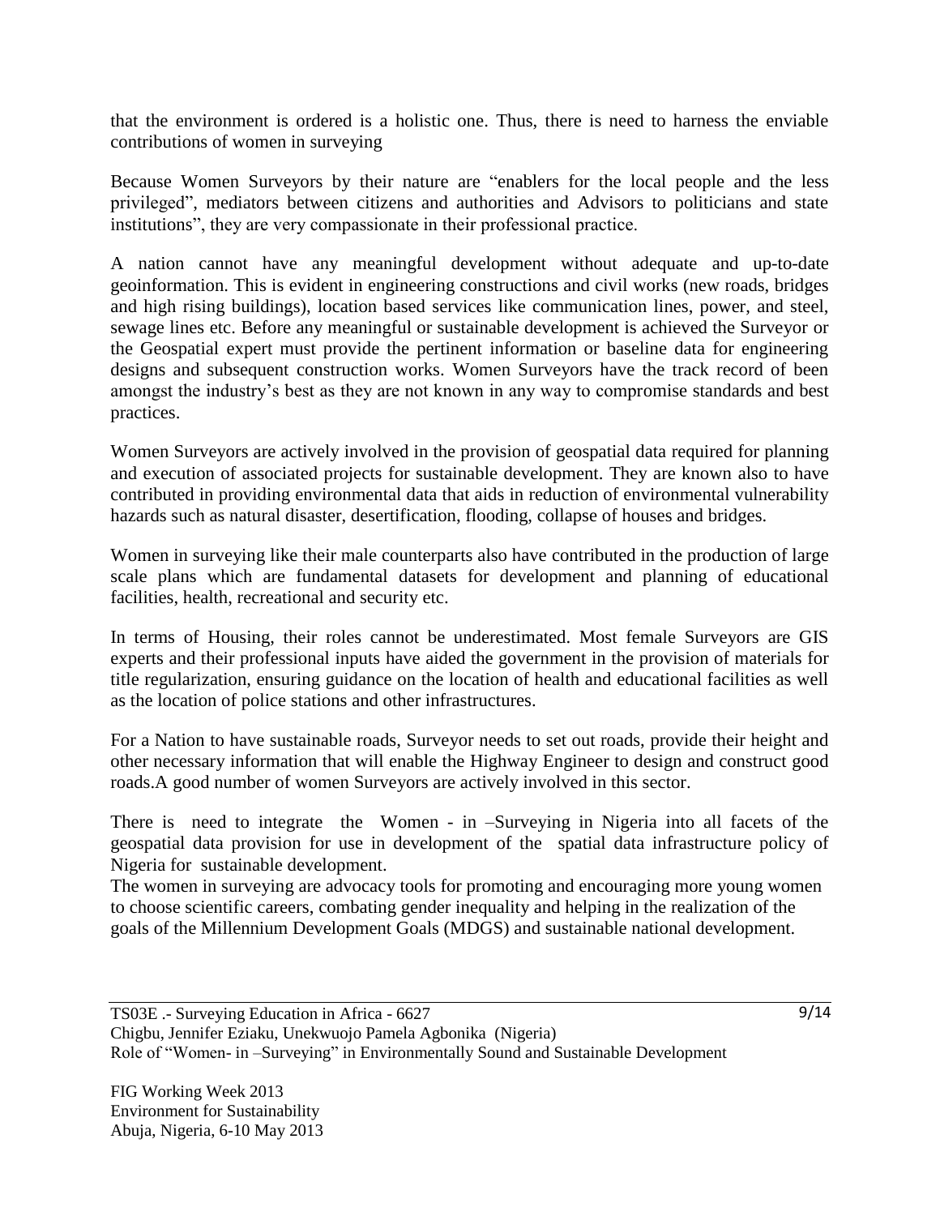that the environment is ordered is a holistic one. Thus, there is need to harness the enviable contributions of women in surveying

Because Women Surveyors by their nature are "enablers for the local people and the less privileged", mediators between citizens and authorities and Advisors to politicians and state institutions", they are very compassionate in their professional practice.

A nation cannot have any meaningful development without adequate and up-to-date geoinformation. This is evident in engineering constructions and civil works (new roads, bridges and high rising buildings), location based services like communication lines, power, and steel, sewage lines etc. Before any meaningful or sustainable development is achieved the Surveyor or the Geospatial expert must provide the pertinent information or baseline data for engineering designs and subsequent construction works. Women Surveyors have the track record of been amongst the industry's best as they are not known in any way to compromise standards and best practices.

Women Surveyors are actively involved in the provision of geospatial data required for planning and execution of associated projects for sustainable development. They are known also to have contributed in providing environmental data that aids in reduction of environmental vulnerability hazards such as natural disaster, desertification, flooding, collapse of houses and bridges.

Women in surveying like their male counterparts also have contributed in the production of large scale plans which are fundamental datasets for development and planning of educational facilities, health, recreational and security etc.

In terms of Housing, their roles cannot be underestimated. Most female Surveyors are GIS experts and their professional inputs have aided the government in the provision of materials for title regularization, ensuring guidance on the location of health and educational facilities as well as the location of police stations and other infrastructures.

For a Nation to have sustainable roads, Surveyor needs to set out roads, provide their height and other necessary information that will enable the Highway Engineer to design and construct good roads.A good number of women Surveyors are actively involved in this sector.

There is need to integrate the Women - in –Surveying in Nigeria into all facets of the geospatial data provision for use in development of the spatial data infrastructure policy of Nigeria for sustainable development.
The women in surveying are advocacy tools for promoting and encouraging more young women to choose scientific careers, combating gender inequality and helping in the realization of the goals of the Millennium Development Goals (MDGS) and sustainable national development.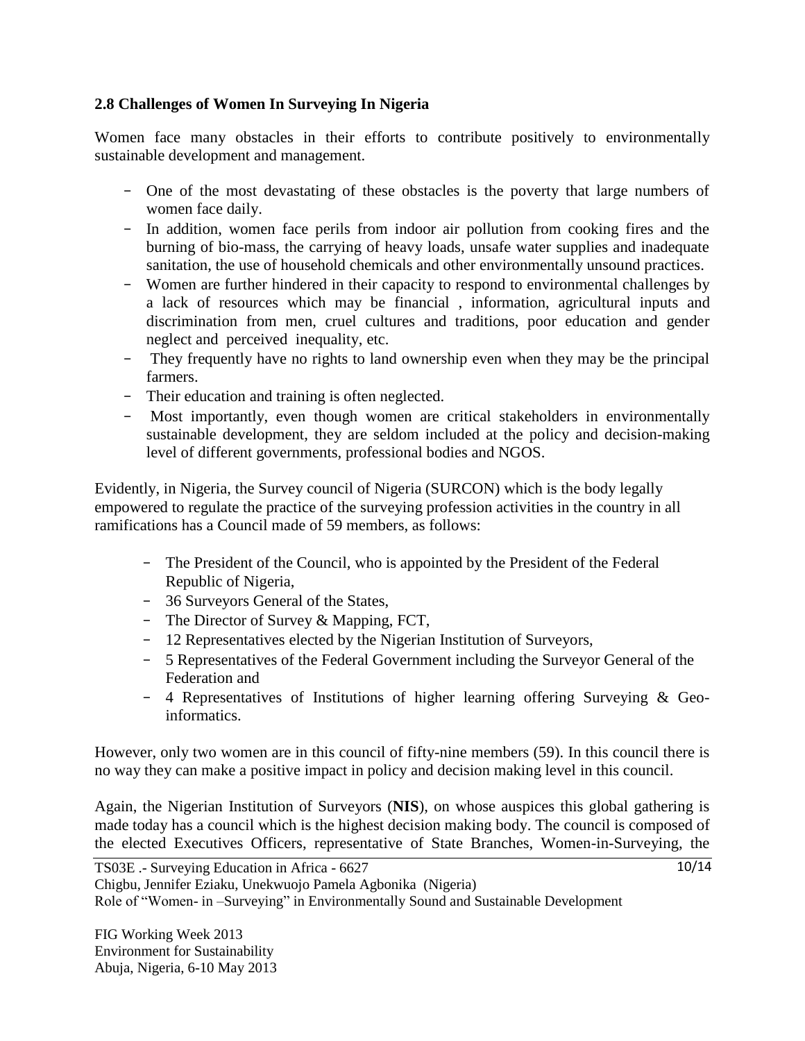## 2.8 Challenges of Women In Surveying In Nigeria

Women face many obstacles in their efforts to contribute positively to environmentally sustainable development and management.

- One of the most devastating of these obstacles is the poverty that large numbers of women face daily.
- In addition, women face perils from indoor air pollution from cooking fires and the burning of bio-mass, the carrying of heavy loads, unsafe water supplies and inadequate sanitation, the use of household chemicals and other environmentally unsound practices.
- Women are further hindered in their capacity to respond to environmental challenges by a lack of resources which may be financial , information, agricultural inputs and discrimination from men, cruel cultures and traditions, poor education and gender neglect and perceived inequality, etc.
- They frequently have no rights to land ownership even when they may be the principal farmers.
- Their education and training is often neglected.
- Most importantly, even though women are critical stakeholders in environmentally sustainable development, they are seldom included at the policy and decision-making level of different governments, professional bodies and NGOS.

Evidently, in Nigeria, the Survey council of Nigeria (SURCON) which is the body legally empowered to regulate the practice of the surveying profession activities in the country in all ramifications has a Council made of 59 members, as follows:

- The President of the Council, who is appointed by the President of the Federal Republic of Nigeria,
- 36 Surveyors General of the States,
- The Director of Survey & Mapping, FCT,
- 12 Representatives elected by the Nigerian Institution of Surveyors,
- 5 Representatives of the Federal Government including the Surveyor General of the Federation and
- 4 Representatives of Institutions of higher learning offering Surveying & Geo-informatics.

However, only two women are in this council of fifty-nine members (59). In this council there is no way they can make a positive impact in policy and decision making level in this council.

Again, the Nigerian Institution of Surveyors (**NIS**), on whose auspices this global gathering is made today has a council which is the highest decision making body. The council is composed of the elected Executives Officers, representative of State Branches, Women-in-Surveying, the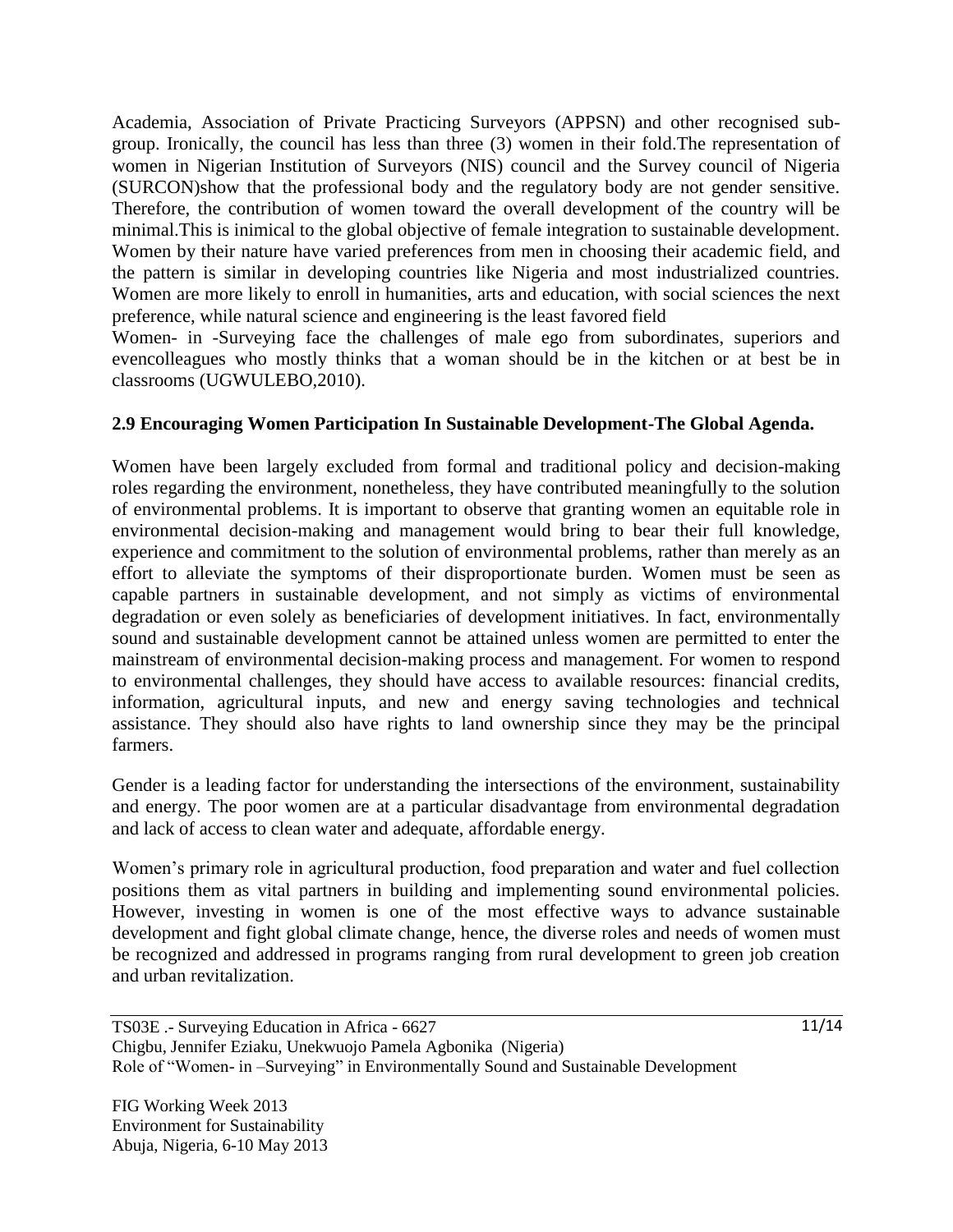Academia, Association of Private Practicing Surveyors (APPSN) and other recognised sub-group. Ironically, the council has less than three (3) women in their fold.The representation of women in Nigerian Institution of Surveyors (NIS) council and the Survey council of Nigeria (SURCON)show that the professional body and the regulatory body are not gender sensitive. Therefore, the contribution of women toward the overall development of the country will be minimal.This is inimical to the global objective of female integration to sustainable development. Women by their nature have varied preferences from men in choosing their academic field, and the pattern is similar in developing countries like Nigeria and most industrialized countries. Women are more likely to enroll in humanities, arts and education, with social sciences the next preference, while natural science and engineering is the least favored field

Women- in -Surveying face the challenges of male ego from subordinates, superiors and evencolleagues who mostly thinks that a woman should be in the kitchen or at best be in classrooms (UGWULEBO,2010).

## 2.9 Encouraging Women Participation In Sustainable Development-The Global Agenda.

Women have been largely excluded from formal and traditional policy and decision-making roles regarding the environment, nonetheless, they have contributed meaningfully to the solution of environmental problems. It is important to observe that granting women an equitable role in environmental decision-making and management would bring to bear their full knowledge, experience and commitment to the solution of environmental problems, rather than merely as an effort to alleviate the symptoms of their disproportionate burden. Women must be seen as capable partners in sustainable development, and not simply as victims of environmental degradation or even solely as beneficiaries of development initiatives. In fact, environmentally sound and sustainable development cannot be attained unless women are permitted to enter the mainstream of environmental decision-making process and management. For women to respond to environmental challenges, they should have access to available resources: financial credits, information, agricultural inputs, and new and energy saving technologies and technical assistance. They should also have rights to land ownership since they may be the principal farmers.

Gender is a leading factor for understanding the intersections of the environment, sustainability and energy. The poor women are at a particular disadvantage from environmental degradation and lack of access to clean water and adequate, affordable energy.

Women's primary role in agricultural production, food preparation and water and fuel collection positions them as vital partners in building and implementing sound environmental policies. However, investing in women is one of the most effective ways to advance sustainable development and fight global climate change, hence, the diverse roles and needs of women must be recognized and addressed in programs ranging from rural development to green job creation and urban revitalization.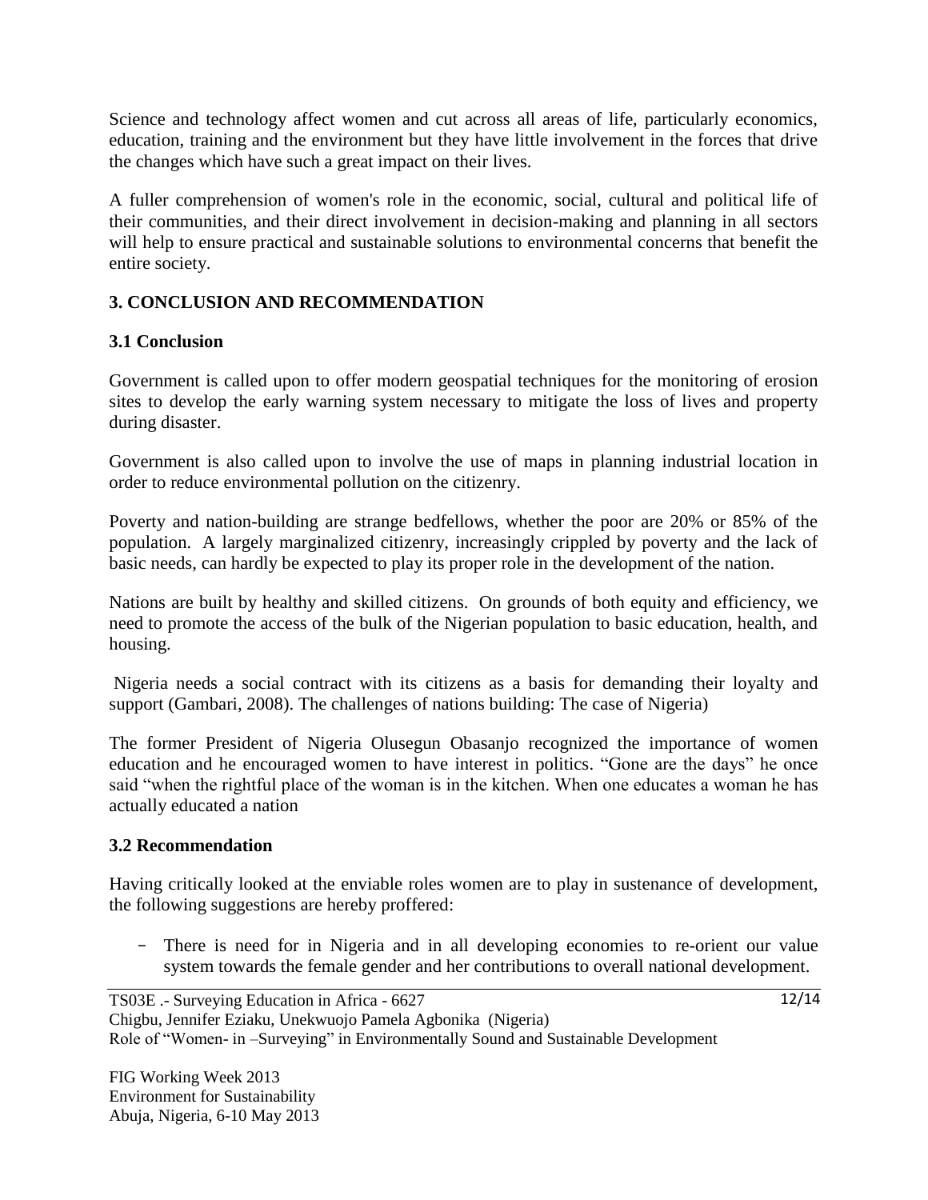Science and technology affect women and cut across all areas of life, particularly economics, education, training and the environment but they have little involvement in the forces that drive the changes which have such a great impact on their lives.

A fuller comprehension of women's role in the economic, social, cultural and political life of their communities, and their direct involvement in decision-making and planning in all sectors will help to ensure practical and sustainable solutions to environmental concerns that benefit the entire society.

## 3. CONCLUSION AND RECOMMENDATION

### 3.1 Conclusion

Government is called upon to offer modern geospatial techniques for the monitoring of erosion sites to develop the early warning system necessary to mitigate the loss of lives and property during disaster.

Government is also called upon to involve the use of maps in planning industrial location in order to reduce environmental pollution on the citizenry.

Poverty and nation-building are strange bedfellows, whether the poor are 20% or 85% of the population. A largely marginalized citizenry, increasingly crippled by poverty and the lack of basic needs, can hardly be expected to play its proper role in the development of the nation.

Nations are built by healthy and skilled citizens. On grounds of both equity and efficiency, we need to promote the access of the bulk of the Nigerian population to basic education, health, and housing.

Nigeria needs a social contract with its citizens as a basis for demanding their loyalty and support (Gambari, 2008). The challenges of nations building: The case of Nigeria)

The former President of Nigeria Olusegun Obasanjo recognized the importance of women education and he encouraged women to have interest in politics. "Gone are the days" he once said "when the rightful place of the woman is in the kitchen. When one educates a woman he has actually educated a nation

### 3.2 Recommendation

Having critically looked at the enviable roles women are to play in sustenance of development, the following suggestions are hereby proffered:

- There is need for in Nigeria and in all developing economies to re-orient our value system towards the female gender and her contributions to overall national development.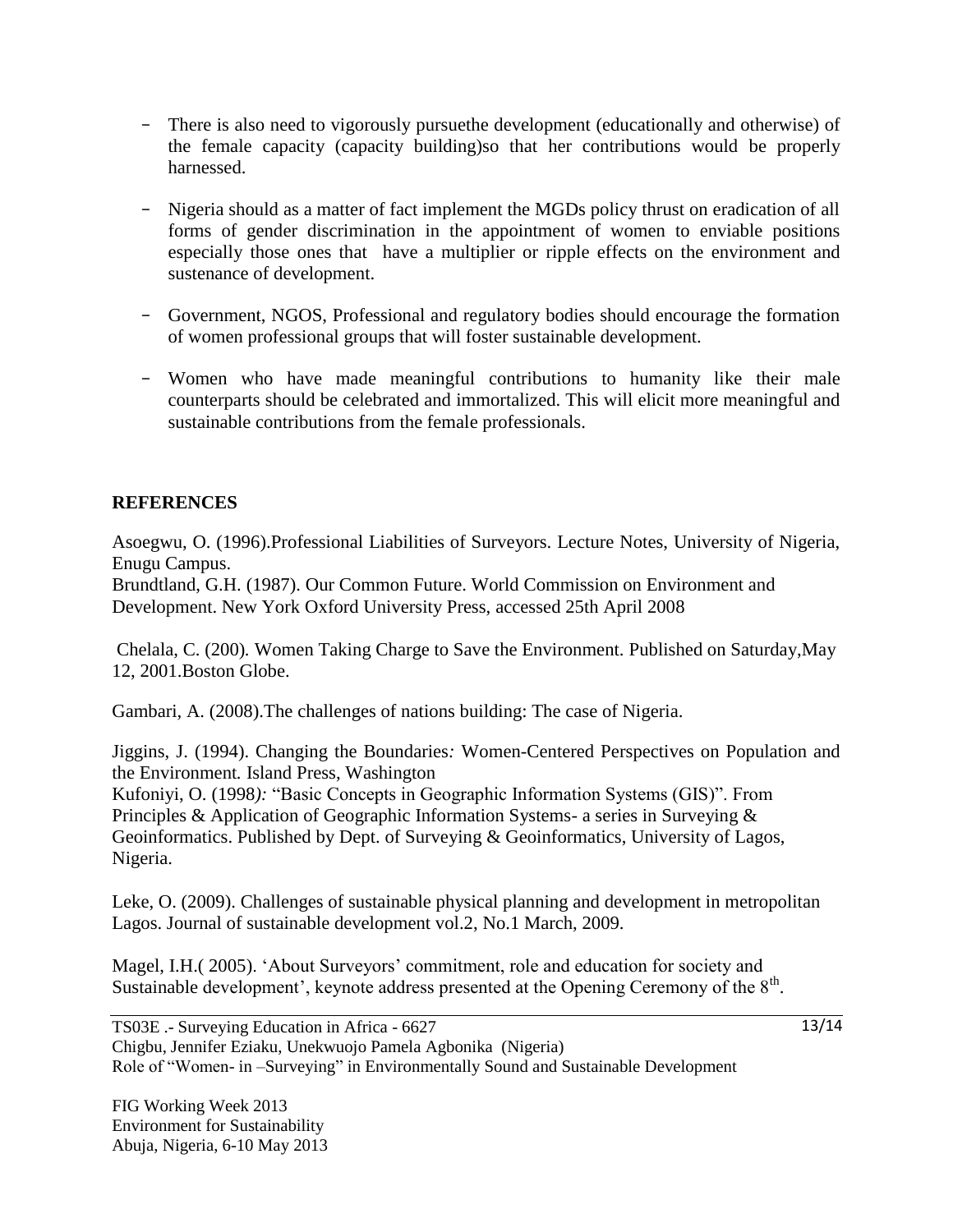- There is also need to vigorously pursuethe development (educationally and otherwise) of the female capacity (capacity building)so that her contributions would be properly harnessed.

- Nigeria should as a matter of fact implement the MGDs policy thrust on eradication of all forms of gender discrimination in the appointment of women to enviable positions especially those ones that have a multiplier or ripple effects on the environment and sustenance of development.

- Government, NGOS, Professional and regulatory bodies should encourage the formation of women professional groups that will foster sustainable development.

- Women who have made meaningful contributions to humanity like their male counterparts should be celebrated and immortalized. This will elicit more meaningful and sustainable contributions from the female professionals.

## REFERENCES

Asoegwu, O. (1996).Professional Liabilities of Surveyors. Lecture Notes, University of Nigeria, Enugu Campus.

Brundtland, G.H. (1987). Our Common Future. World Commission on Environment and Development. New York Oxford University Press, accessed 25th April 2008

Chelala, C. (200)*.* Women Taking Charge to Save the Environment. Published on Saturday,May 12, 2001.Boston Globe.

Gambari, A. (2008).The challenges of nations building: The case of Nigeria.

Jiggins, J. (1994). Changing the Boundaries*:* Women-Centered Perspectives on Population and the Environment*.* Island Press, Washington

Kufoniyi, O. (1998*):* "Basic Concepts in Geographic Information Systems (GIS)". From Principles & Application of Geographic Information Systems- a series in Surveying & Geoinformatics. Published by Dept. of Surveying & Geoinformatics, University of Lagos, Nigeria.

Leke, O. (2009). Challenges of sustainable physical planning and development in metropolitan Lagos. Journal of sustainable development vol.2, No.1 March, 2009.

Magel, I.H.( 2005). 'About Surveyors' commitment, role and education for society and Sustainable development', keynote address presented at the Opening Ceremony of the 8th.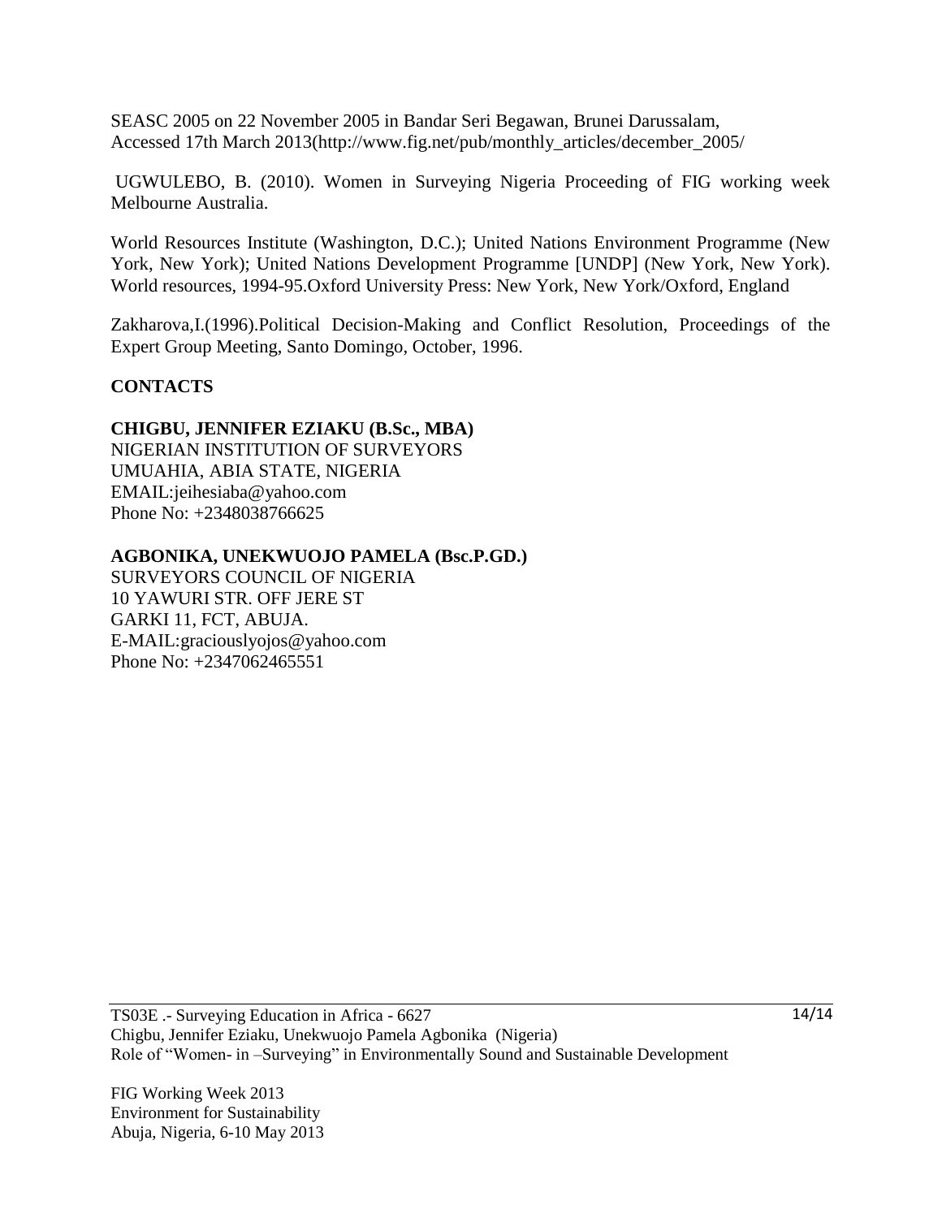SEASC 2005 on 22 November 2005 in Bandar Seri Begawan, Brunei Darussalam, Accessed 17th March 2013(http://www.fig.net/pub/monthly_articles/december_2005/

UGWULEBO, B. (2010). Women in Surveying Nigeria Proceeding of FIG working week Melbourne Australia.

World Resources Institute (Washington, D.C.); United Nations Environment Programme (New York, New York); United Nations Development Programme [UNDP] (New York, New York). World resources, 1994-95.Oxford University Press: New York, New York/Oxford, England

Zakharova,I.(1996).Political Decision-Making and Conflict Resolution, Proceedings of the Expert Group Meeting, Santo Domingo, October, 1996.

## CONTACTS

**CHIGBU, JENNIFER EZIAKU (B.Sc., MBA)**
NIGERIAN INSTITUTION OF SURVEYORS
UMUAHIA, ABIA STATE, NIGERIA
EMAIL:jeihesiaba@yahoo.com
Phone No: +2348038766625

**AGBONIKA, UNEKWUOJO PAMELA (Bsc.P.GD.)**
SURVEYORS COUNCIL OF NIGERIA
10 YAWURI STR. OFF JERE ST
GARKI 11, FCT, ABUJA.
E-MAIL:graciouslyojos@yahoo.com
Phone No: +2347062465551